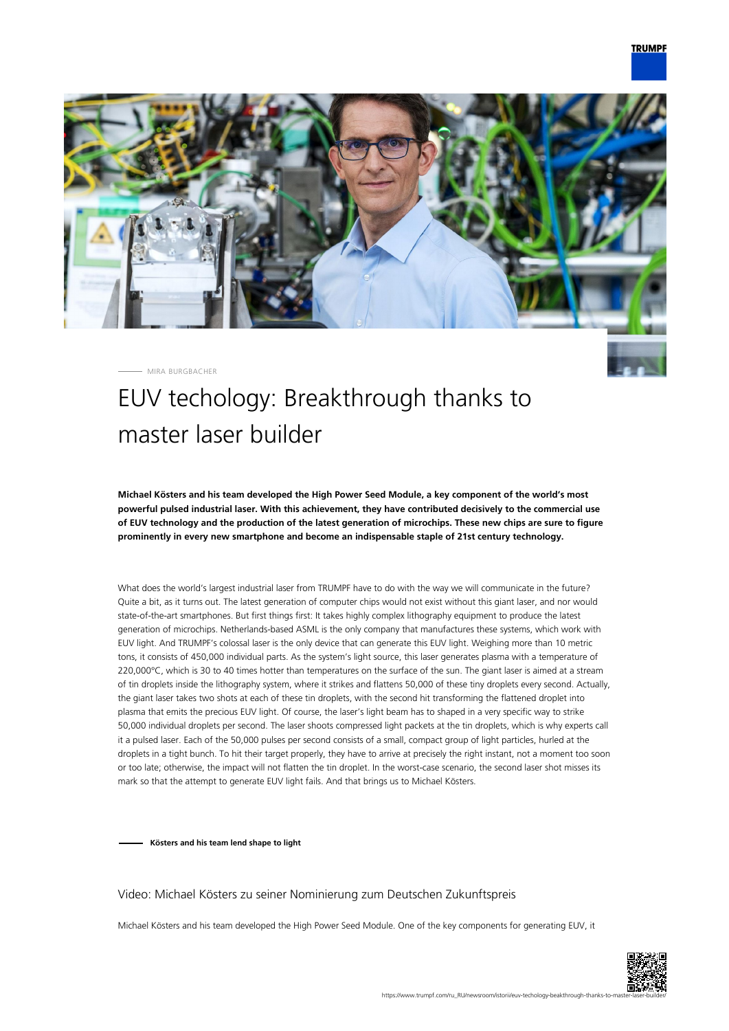MIRA BURGBACHER

# EUV techology: Breakthrough thanks to master laser builder

**Michael Kösters and his team developed the High Power Seed Module, a key component of the world's most powerful pulsed industrial laser. With this achievement, they have contributed decisively to the commercial use of EUV technology and the production of the latest generation of microchips. These new chips are sure to figure prominently in every new smartphone and become an indispensable staple of 21st century technology.**

What does the world's largest industrial laser from TRUMPF have to do with the way we will communicate in the future? Quite a bit, as it turns out. The latest generation of computer chips would not exist without this giant laser, and nor would state-of-the-art smartphones. But first things first: It takes highly complex lithography equipment to produce the latest generation of microchips. Netherlands-based ASML is the only company that manufactures these systems, which work with EUV light. And TRUMPF's colossal laser is the only device that can generate this EUV light. Weighing more than 10 metric tons, it consists of 450,000 individual parts. As the system's light source, this laser generates plasma with a temperature of 220,000°C, which is 30 to 40 times hotter than temperatures on the surface of the sun. The giant laser is aimed at a stream of tin droplets inside the lithography system, where it strikes and flattens 50,000 of these tiny droplets every second. Actually, the giant laser takes two shots at each of these tin droplets, with the second hit transforming the flattened droplet into plasma that emits the precious EUV light. Of course, the laser's light beam has to shaped in a very specific way to strike 50,000 individual droplets per second. The laser shoots compressed light packets at the tin droplets, which is why experts call it a pulsed laser. Each of the 50,000 pulses per second consists of a small, compact group of light particles, hurled at the droplets in a tight bunch. To hit their target properly, they have to arrive at precisely the right instant, not a moment too soon or too late; otherwise, the impact will not flatten the tin droplet. In the worst-case scenario, the second laser shot misses its mark so that the attempt to generate EUV light fails. And that brings us to Michael Kösters.

**Kösters and his team lend shape to light**

### Video: Michael Kösters zu seiner Nominierung zum Deutschen Zukunftspreis

Michael Kösters and his team developed the High Power Seed Module. One of the key components for generating EUV, it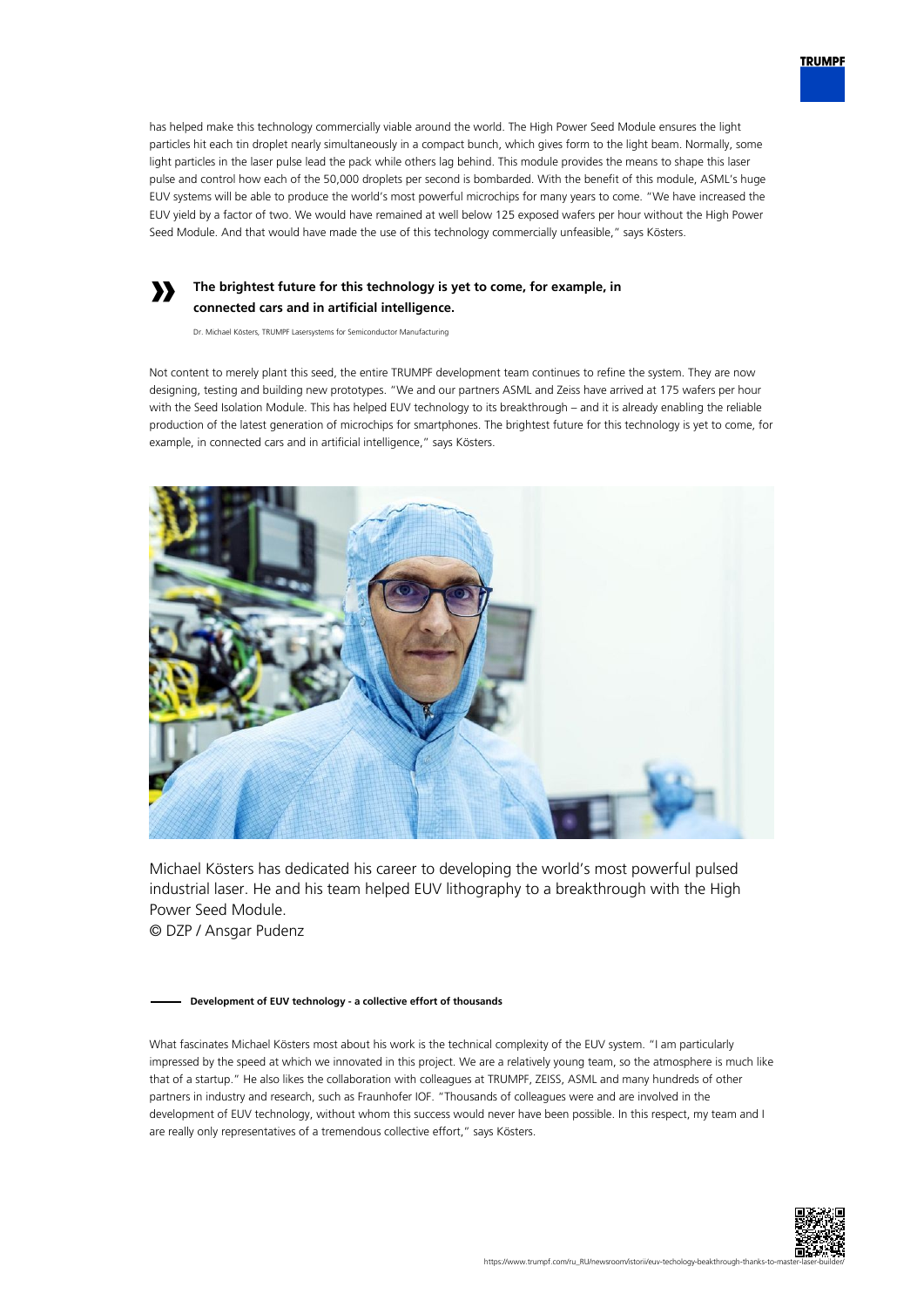has helped make this technology commercially viable around the world. The High Power Seed Module ensures the light particles hit each tin droplet nearly simultaneously in a compact bunch, which gives form to the light beam. Normally, some light particles in the laser pulse lead the pack while others lag behind. This module provides the means to shape this laser pulse and control how each of the 50,000 droplets per second is bombarded. With the benefit of this module, ASML's huge EUV systems will be able to produce the world's most powerful microchips for many years to come. "We have increased the EUV yield by a factor of two. We would have remained at well below 125 exposed wafers per hour without the High Power Seed Module. And that would have made the use of this technology commercially unfeasible," says Kösters.

> **The brightest future for this technology is yet to come, for example, in connected cars and in artificial intelligence.**
>
> Dr. Michael Kösters, TRUMPF Lasersystems for Semiconductor Manufacturing

Not content to merely plant this seed, the entire TRUMPF development team continues to refine the system. They are now designing, testing and building new prototypes. "We and our partners ASML and Zeiss have arrived at 175 wafers per hour with the Seed Isolation Module. This has helped EUV technology to its breakthrough – and it is already enabling the reliable production of the latest generation of microchips for smartphones. The brightest future for this technology is yet to come, for example, in connected cars and in artificial intelligence," says Kösters.

Michael Kösters has dedicated his career to developing the world's most powerful pulsed industrial laser. He and his team helped EUV lithography to a breakthrough with the High Power Seed Module.
© DZP / Ansgar Pudenz

### Development of EUV technology - a collective effort of thousands

What fascinates Michael Kösters most about his work is the technical complexity of the EUV system. "I am particularly impressed by the speed at which we innovated in this project. We are a relatively young team, so the atmosphere is much like that of a startup." He also likes the collaboration with colleagues at TRUMPF, ZEISS, ASML and many hundreds of other partners in industry and research, such as Fraunhofer IOF. "Thousands of colleagues were and are involved in the development of EUV technology, without whom this success would never have been possible. In this respect, my team and I are really only representatives of a tremendous collective effort," says Kösters.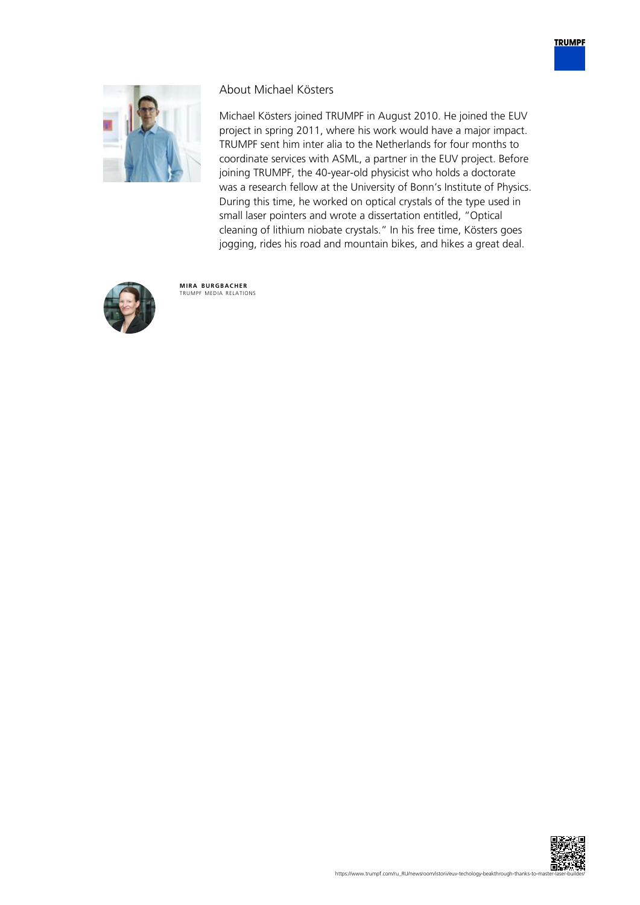## About Michael Kösters

Michael Kösters joined TRUMPF in August 2010. He joined the EUV project in spring 2011, where his work would have a major impact. TRUMPF sent him inter alia to the Netherlands for four months to coordinate services with ASML, a partner in the EUV project. Before joining TRUMPF, the 40-year-old physicist who holds a doctorate was a research fellow at the University of Bonn's Institute of Physics. During this time, he worked on optical crystals of the type used in small laser pointers and wrote a dissertation entitled, "Optical cleaning of lithium niobate crystals." In his free time, Kösters goes jogging, rides his road and mountain bikes, and hikes a great deal.

**MIRA BURGBACHER**
TRUMPF MEDIA RELATIONS